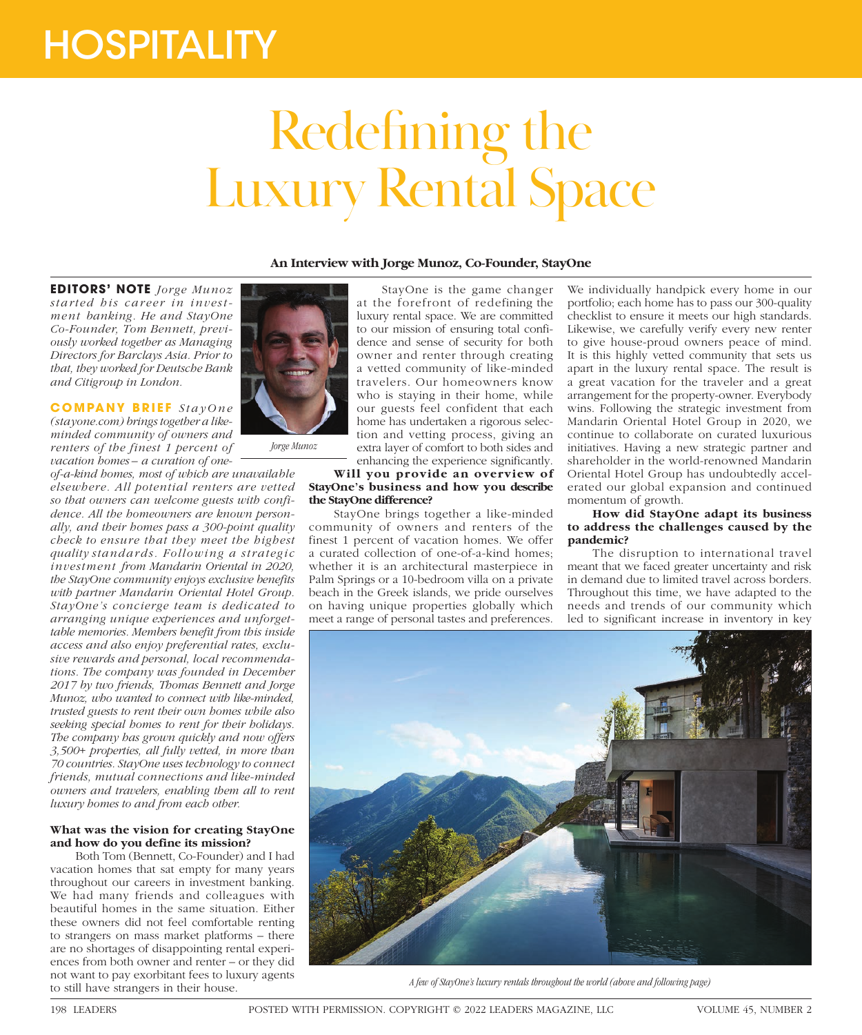# HOSPITALITY

# Redefining the Luxury Rental Space

### An Interview with Jorge Munoz, Co-Founder, StayOne

**EDITORS' NOTE** *Jorge Munoz started his career in investment banking. He and StayOne Co-Founder, Tom Bennett, previously worked together as Managing Directors for Barclays Asia. Prior to that, they worked for Deutsche Bank and Citigroup in London.*

**COMPANY BRIEF** *StayOne (stayone.com) brings together a like-minded community of owners and renters of the finest 1 percent of vacation homes – a curation of one-of-a-kind homes, most of which are unavailable elsewhere. All potential renters are vetted so that owners can welcome guests with confidence. All the homeowners are known personally, and their homes pass a 300-point quality check to ensure that they meet the highest quality standards. Following a strategic investment from Mandarin Oriental in 2020, the StayOne community enjoys exclusive benefits with partner Mandarin Oriental Hotel Group. StayOne's concierge team is dedicated to arranging unique experiences and unforgettable memories. Members benefit from this inside access and also enjoy preferential rates, exclusive rewards and personal, local recommendations. The company was founded in December 2017 by two friends, Thomas Bennett and Jorge Munoz, who wanted to connect with like-minded, trusted guests to rent their own homes while also seeking special homes to rent for their holidays. The company has grown quickly and now offers 3,500+ properties, all fully vetted, in more than 70 countries. StayOne uses technology to connect friends, mutual connections and like-minded owners and travelers, enabling them all to rent luxury homes to and from each other.*

*Jorge Munoz*

**What was the vision for creating StayOne and how do you define its mission?**

Both Tom (Bennett, Co-Founder) and I had vacation homes that sat empty for many years throughout our careers in investment banking. We had many friends and colleagues with beautiful homes in the same situation. Either these owners did not feel comfortable renting to strangers on mass market platforms – there are no shortages of disappointing rental experiences from both owner and renter – or they did not want to pay exorbitant fees to luxury agents to still have strangers in their house.

StayOne is the game changer at the forefront of redefining the luxury rental space. We are committed to our mission of ensuring total confidence and sense of security for both owner and renter through creating a vetted community of like-minded travelers. Our homeowners know who is staying in their home, while our guests feel confident that each home has undertaken a rigorous selection and vetting process, giving an extra layer of comfort to both sides and enhancing the experience significantly.

**Will you provide an overview of StayOne's business and how you describe the StayOne difference?**

StayOne brings together a like-minded community of owners and renters of the finest 1 percent of vacation homes. We offer a curated collection of one-of-a-kind homes; whether it is an architectural masterpiece in Palm Springs or a 10-bedroom villa on a private beach in the Greek islands, we pride ourselves on having unique properties globally which meet a range of personal tastes and preferences. We individually handpick every home in our portfolio; each home has to pass our 300-quality checklist to ensure it meets our high standards. Likewise, we carefully verify every new renter to give house-proud owners peace of mind. It is this highly vetted community that sets us apart in the luxury rental space. The result is a great vacation for the traveler and a great arrangement for the property-owner. Everybody wins. Following the strategic investment from Mandarin Oriental Hotel Group in 2020, we continue to collaborate on curated luxurious initiatives. Having a new strategic partner and shareholder in the world-renowned Mandarin Oriental Hotel Group has undoubtedly accelerated our global expansion and continued momentum of growth.

**How did StayOne adapt its business to address the challenges caused by the pandemic?**

The disruption to international travel meant that we faced greater uncertainty and risk in demand due to limited travel across borders. Throughout this time, we have adapted to the needs and trends of our community which led to significant increase in inventory in key

*A few of StayOne's luxury rentals throughout the world (above and following page)*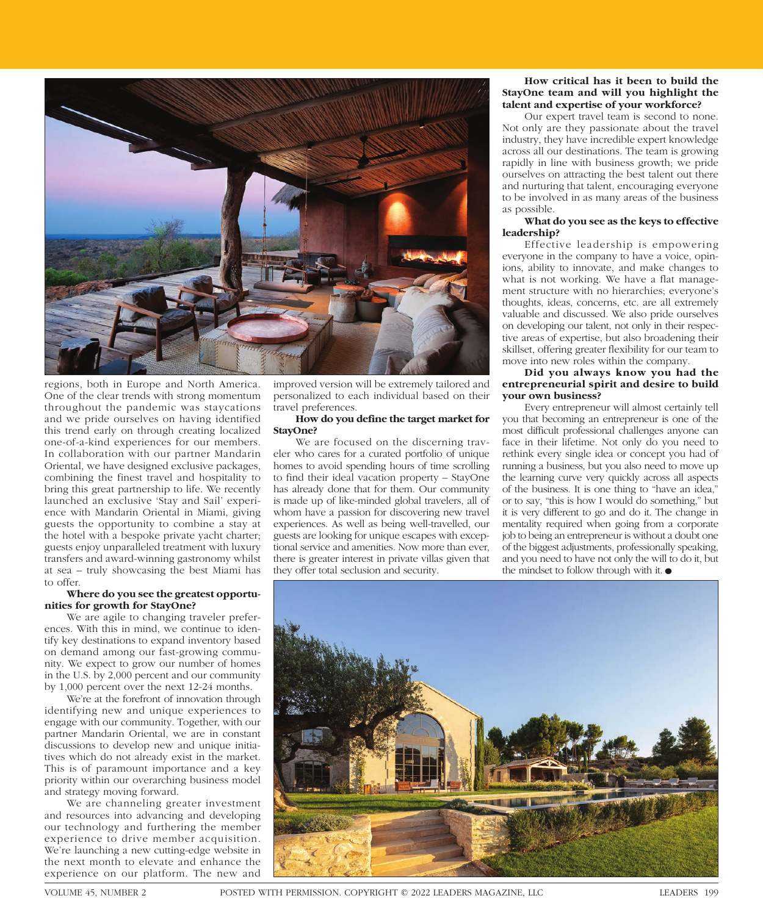regions, both in Europe and North America. One of the clear trends with strong momentum throughout the pandemic was staycations and we pride ourselves on having identified this trend early on through creating localized one-of-a-kind experiences for our members. In collaboration with our partner Mandarin Oriental, we have designed exclusive packages, combining the finest travel and hospitality to bring this great partnership to life. We recently launched an exclusive 'Stay and Sail' experience with Mandarin Oriental in Miami, giving guests the opportunity to combine a stay at the hotel with a bespoke private yacht charter; guests enjoy unparalleled treatment with luxury transfers and award-winning gastronomy whilst at sea – truly showcasing the best Miami has to offer.

**Where do you see the greatest opportunities for growth for StayOne?**

We are agile to changing traveler preferences. With this in mind, we continue to identify key destinations to expand inventory based on demand among our fast-growing community. We expect to grow our number of homes in the U.S. by 2,000 percent and our community by 1,000 percent over the next 12-24 months.

We're at the forefront of innovation through identifying new and unique experiences to engage with our community. Together, with our partner Mandarin Oriental, we are in constant discussions to develop new and unique initiatives which do not already exist in the market. This is of paramount importance and a key priority within our overarching business model and strategy moving forward.

We are channeling greater investment and resources into advancing and developing our technology and furthering the member experience to drive member acquisition. We're launching a new cutting-edge website in the next month to elevate and enhance the experience on our platform. The new and improved version will be extremely tailored and personalized to each individual based on their travel preferences.

**How do you define the target market for StayOne?**

We are focused on the discerning traveler who cares for a curated portfolio of unique homes to avoid spending hours of time scrolling to find their ideal vacation property – StayOne has already done that for them. Our community is made up of like-minded global travelers, all of whom have a passion for discovering new travel experiences. As well as being well-travelled, our guests are looking for unique escapes with exceptional service and amenities. Now more than ever, there is greater interest in private villas given that they offer total seclusion and security.

**How critical has it been to build the StayOne team and will you highlight the talent and expertise of your workforce?**

Our expert travel team is second to none. Not only are they passionate about the travel industry, they have incredible expert knowledge across all our destinations. The team is growing rapidly in line with business growth; we pride ourselves on attracting the best talent out there and nurturing that talent, encouraging everyone to be involved in as many areas of the business as possible.

**What do you see as the keys to effective leadership?**

Effective leadership is empowering everyone in the company to have a voice, opinions, ability to innovate, and make changes to what is not working. We have a flat management structure with no hierarchies; everyone's thoughts, ideas, concerns, etc. are all extremely valuable and discussed. We also pride ourselves on developing our talent, not only in their respective areas of expertise, but also broadening their skillset, offering greater flexibility for our team to move into new roles within the company.

**Did you always know you had the entrepreneurial spirit and desire to build your own business?**

Every entrepreneur will almost certainly tell you that becoming an entrepreneur is one of the most difficult professional challenges anyone can face in their lifetime. Not only do you need to rethink every single idea or concept you had of running a business, but you also need to move up the learning curve very quickly across all aspects of the business. It is one thing to "have an idea," or to say, "this is how I would do something," but it is very different to go and do it. The change in mentality required when going from a corporate job to being an entrepreneur is without a doubt one of the biggest adjustments, professionally speaking, and you need to have not only the will to do it, but the mindset to follow through with it. ●